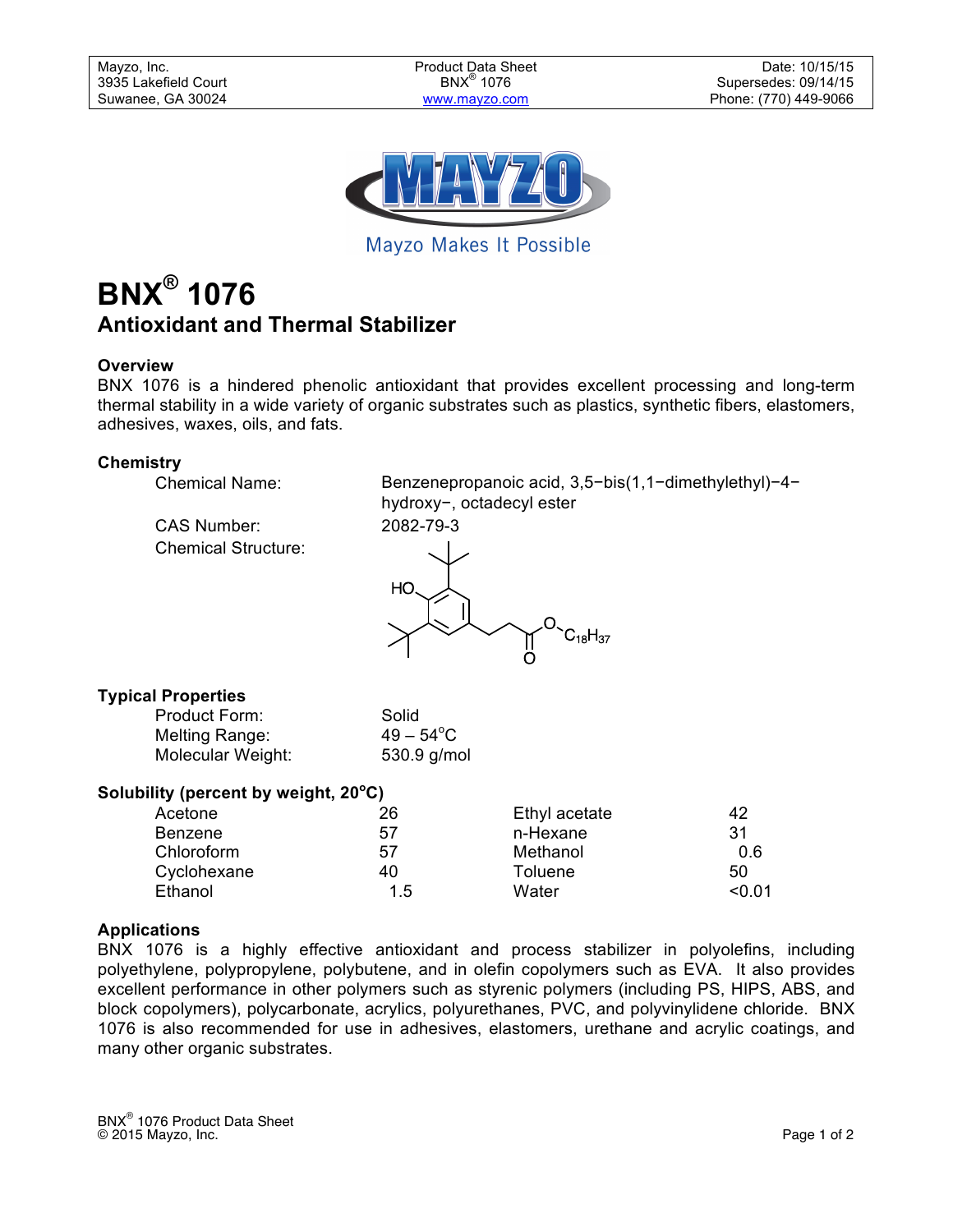# BNX® 1076

## Antioxidant and Thermal Stabilizer

### Overview

BNX 1076 is a hindered phenolic antioxidant that provides excellent processing and long-term thermal stability in a wide variety of organic substrates such as plastics, synthetic fibers, elastomers, adhesives, waxes, oils, and fats.

### Chemistry

| | |
|---|---|
| Chemical Name: | Benzenepropanoic acid, 3,5−bis(1,1−dimethylethyl)−4−hydroxy−, octadecyl ester |
| CAS Number: | 2082-79-3 |
| Chemical Structure: | |

### Typical Properties

| | |
|---|---|
| Product Form: | Solid |
| Melting Range: | 49 – 54°C |
| Molecular Weight: | 530.9 g/mol |

### Solubility (percent by weight, 20°C)

| | | | |
|---|---|---|---|
| Acetone | 26 | Ethyl acetate | 42 |
| Benzene | 57 | n-Hexane | 31 |
| Chloroform | 57 | Methanol | 0.6 |
| Cyclohexane | 40 | Toluene | 50 |
| Ethanol | 1.5 | Water | <0.01 |

### Applications

BNX 1076 is a highly effective antioxidant and process stabilizer in polyolefins, including polyethylene, polypropylene, polybutene, and in olefin copolymers such as EVA. It also provides excellent performance in other polymers such as styrenic polymers (including PS, HIPS, ABS, and block copolymers), polycarbonate, acrylics, polyurethanes, PVC, and polyvinylidene chloride. BNX 1076 is also recommended for use in adhesives, elastomers, urethane and acrylic coatings, and many other organic substrates.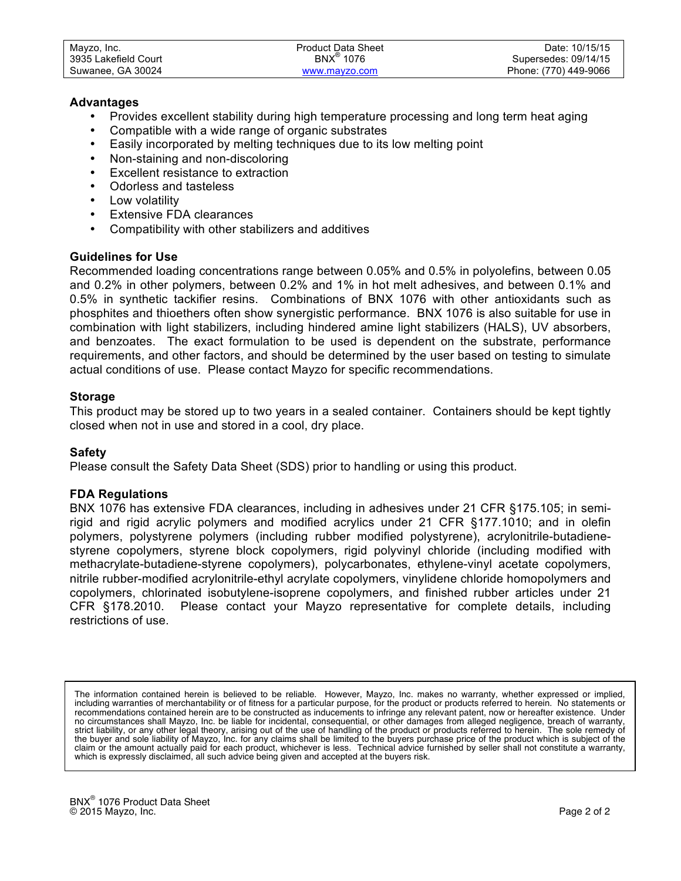## Advantages

- Provides excellent stability during high temperature processing and long term heat aging
- Compatible with a wide range of organic substrates
- Easily incorporated by melting techniques due to its low melting point
- Non-staining and non-discoloring
- Excellent resistance to extraction
- Odorless and tasteless
- Low volatility
- Extensive FDA clearances
- Compatibility with other stabilizers and additives

## Guidelines for Use

Recommended loading concentrations range between 0.05% and 0.5% in polyolefins, between 0.05 and 0.2% in other polymers, between 0.2% and 1% in hot melt adhesives, and between 0.1% and 0.5% in synthetic tackifier resins. Combinations of BNX 1076 with other antioxidants such as phosphites and thioethers often show synergistic performance. BNX 1076 is also suitable for use in combination with light stabilizers, including hindered amine light stabilizers (HALS), UV absorbers, and benzoates. The exact formulation to be used is dependent on the substrate, performance requirements, and other factors, and should be determined by the user based on testing to simulate actual conditions of use. Please contact Mayzo for specific recommendations.

## Storage

This product may be stored up to two years in a sealed container. Containers should be kept tightly closed when not in use and stored in a cool, dry place.

## Safety

Please consult the Safety Data Sheet (SDS) prior to handling or using this product.

## FDA Regulations

BNX 1076 has extensive FDA clearances, including in adhesives under 21 CFR §175.105; in semi-rigid and rigid acrylic polymers and modified acrylics under 21 CFR §177.1010; and in olefin polymers, polystyrene polymers (including rubber modified polystyrene), acrylonitrile-butadiene-styrene copolymers, styrene block copolymers, rigid polyvinyl chloride (including modified with methacrylate-butadiene-styrene copolymers), polycarbonates, ethylene-vinyl acetate copolymers, nitrile rubber-modified acrylonitrile-ethyl acrylate copolymers, vinylidene chloride homopolymers and copolymers, chlorinated isobutylene-isoprene copolymers, and finished rubber articles under 21 CFR §178.2010. Please contact your Mayzo representative for complete details, including restrictions of use.

The information contained herein is believed to be reliable. However, Mayzo, Inc. makes no warranty, whether expressed or implied, including warranties of merchantability or of fitness for a particular purpose, for the product or products referred to herein. No statements or recommendations contained herein are to be constructed as inducements to infringe any relevant patent, now or hereafter existence. Under no circumstances shall Mayzo, Inc. be liable for incidental, consequential, or other damages from alleged negligence, breach of warranty, strict liability, or any other legal theory, arising out of the use of handling of the product or products referred to herein. The sole remedy of the buyer and sole liability of Mayzo, Inc. for any claims shall be limited to the buyers purchase price of the product which is subject of the claim or the amount actually paid for each product, whichever is less. Technical advice furnished by seller shall not constitute a warranty, which is expressly disclaimed, all such advice being given and accepted at the buyers risk.